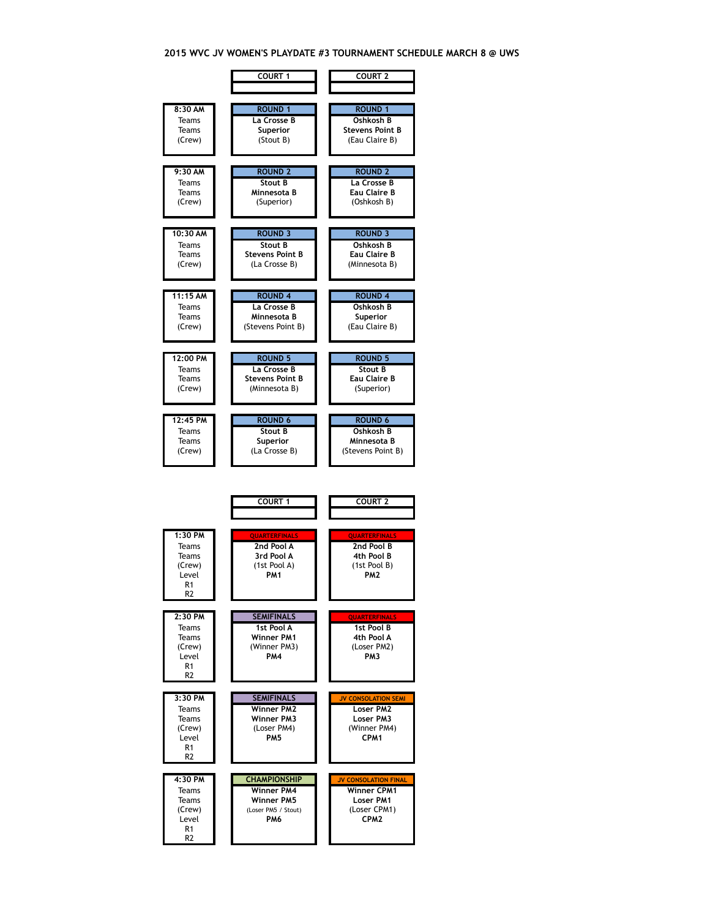# 2015 WVC JV WOMEN'S PLAYDATE #3 TOURNAMENT SCHEDULE MARCH 8 @ UWS

| | COURT 1 | COURT 2 |
|---|---|---|
| **8:30 AM**<br>Teams<br>Teams<br>(Crew) | **ROUND 1**<br>**La Crosse B**<br>**Superior**<br>(Stout B) | **ROUND 1**<br>**Oshkosh B**<br>**Stevens Point B**<br>(Eau Claire B) |
| **9:30 AM**<br>Teams<br>Teams<br>(Crew) | **ROUND 2**<br>**Stout B**<br>**Minnesota B**<br>(Superior) | **ROUND 2**<br>**La Crosse B**<br>**Eau Claire B**<br>(Oshkosh B) |
| **10:30 AM**<br>Teams<br>Teams<br>(Crew) | **ROUND 3**<br>**Stout B**<br>**Stevens Point B**<br>(La Crosse B) | **ROUND 3**<br>**Oshkosh B**<br>**Eau Claire B**<br>(Minnesota B) |
| **11:15 AM**<br>Teams<br>Teams<br>(Crew) | **ROUND 4**<br>**La Crosse B**<br>**Minnesota B**<br>(Stevens Point B) | **ROUND 4**<br>**Oshkosh B**<br>**Superior**<br>(Eau Claire B) |
| **12:00 PM**<br>Teams<br>Teams<br>(Crew) | **ROUND 5**<br>**La Crosse B**<br>**Stevens Point B**<br>(Minnesota B) | **ROUND 5**<br>**Stout B**<br>**Eau Claire B**<br>(Superior) |
| **12:45 PM**<br>Teams<br>Teams<br>(Crew) | **ROUND 6**<br>**Stout B**<br>**Superior**<br>(La Crosse B) | **ROUND 6**<br>**Oshkosh B**<br>**Minnesota B**<br>(Stevens Point B) |

| | COURT 1 | COURT 2 |
|---|---|---|
| **1:30 PM**<br>Teams<br>Teams<br>(Crew)<br>Level<br>R1<br>R2 | QUARTERFINALS<br>**2nd Pool A**<br>**3rd Pool A**<br>(1st Pool A)<br>**PM1** | QUARTERFINALS<br>**2nd Pool B**<br>**4th Pool B**<br>(1st Pool B)<br>**PM2** |
| **2:30 PM**<br>Teams<br>Teams<br>(Crew)<br>Level<br>R1<br>R2 | **SEMIFINALS**<br>**1st Pool A**<br>**Winner PM1**<br>(Winner PM3)<br>**PM4** | QUARTERFINALS<br>**1st Pool B**<br>**4th Pool A**<br>(Loser PM2)<br>**PM3** |
| **3:30 PM**<br>Teams<br>Teams<br>(Crew)<br>Level<br>R1<br>R2 | **SEMIFINALS**<br>**Winner PM2**<br>**Winner PM3**<br>(Loser PM4)<br>**PM5** | JV CONSOLATION SEMI<br>**Loser PM2**<br>**Loser PM3**<br>(Winner PM4)<br>**CPM1** |
| **4:30 PM**<br>Teams<br>Teams<br>(Crew)<br>Level<br>R1<br>R2 | **CHAMPIONSHIP**<br>**Winner PM4**<br>**Winner PM5**<br>(Loser PM5 / Stout)<br>**PM6** | JV CONSOLATION FINAL<br>**Winner CPM1**<br>**Loser PM1**<br>(Loser CPM1)<br>**CPM2** |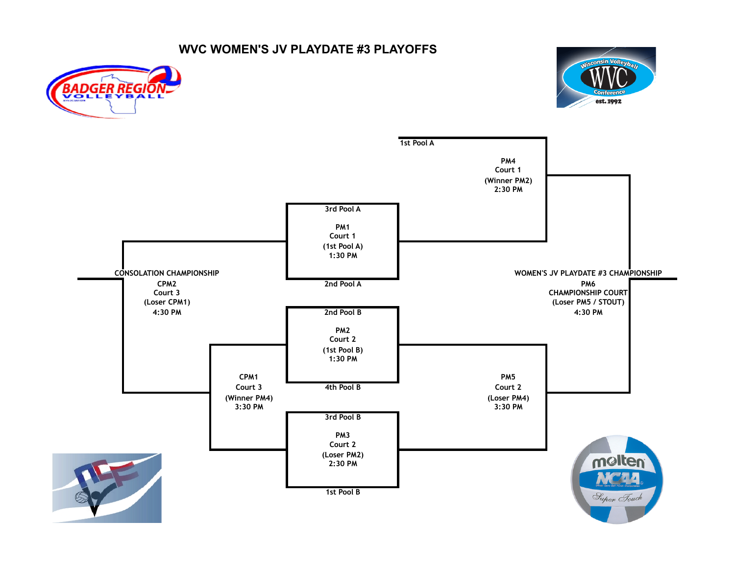# WVC WOMEN'S JV PLAYDATE #3 PLAYOFFS

1st Pool A

PM4
Court 1
(Winner PM2)
2:30 PM

3rd Pool A

PM1
Court 1
(1st Pool A)
1:30 PM

2nd Pool A

CONSOLATION CHAMPIONSHIP
CPM2
Court 3
(Loser CPM1)
4:30 PM

WOMEN'S JV PLAYDATE #3 CHAMPIONSHIP
PM6
CHAMPIONSHIP COURT
(Loser PM5 / STOUT)
4:30 PM

2nd Pool B

PM2
Court 2
(1st Pool B)
1:30 PM

4th Pool B

CPM1
Court 3
(Winner PM4)
3:30 PM

PM5
Court 2
(Loser PM4)
3:30 PM

3rd Pool B

PM3
Court 2
(Loser PM2)
2:30 PM

1st Pool B